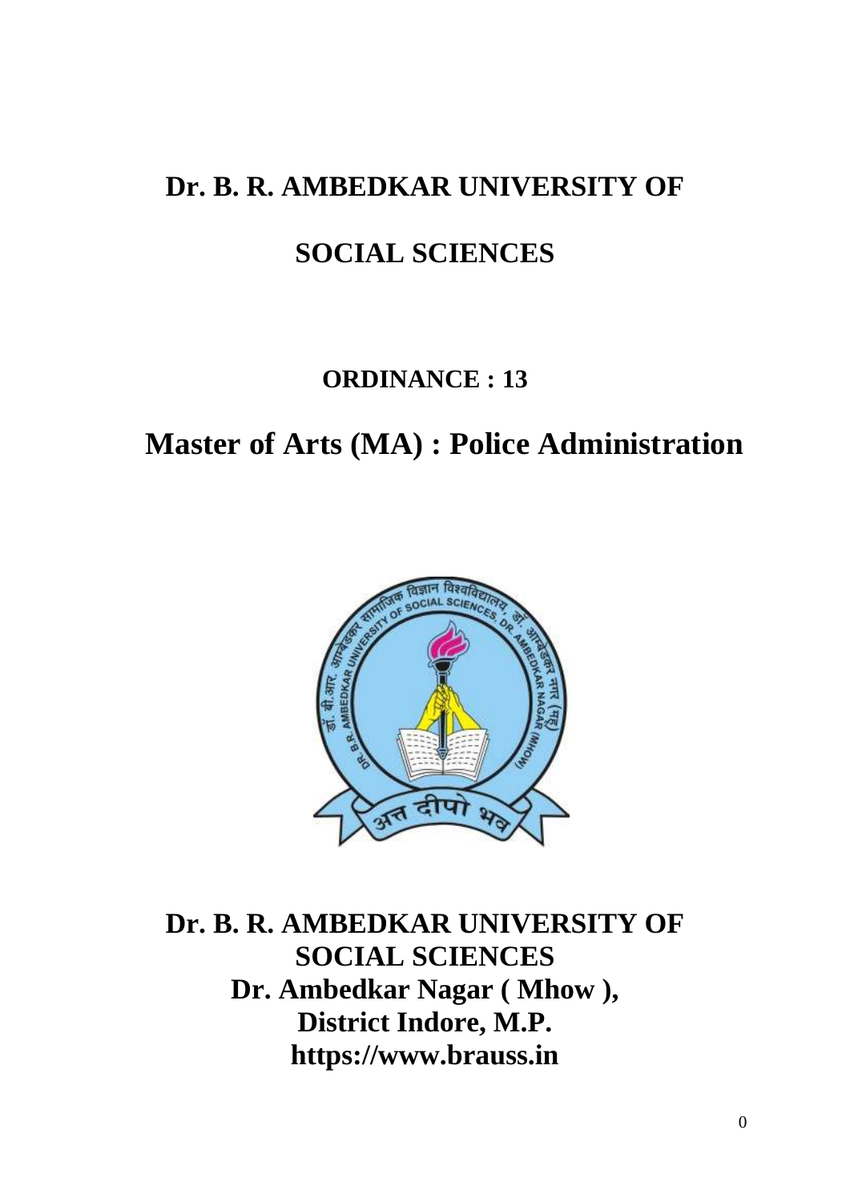# Dr. B. R. AMBEDKAR UNIVERSITY OF

# SOCIAL SCIENCES

## ORDINANCE : 13

# Master of Arts (MA) : Police Administration

**Dr. B. R. AMBEDKAR UNIVERSITY OF SOCIAL SCIENCES**
**Dr. Ambedkar Nagar ( Mhow ),**
**District Indore, M.P.**
**https://www.brauss.in**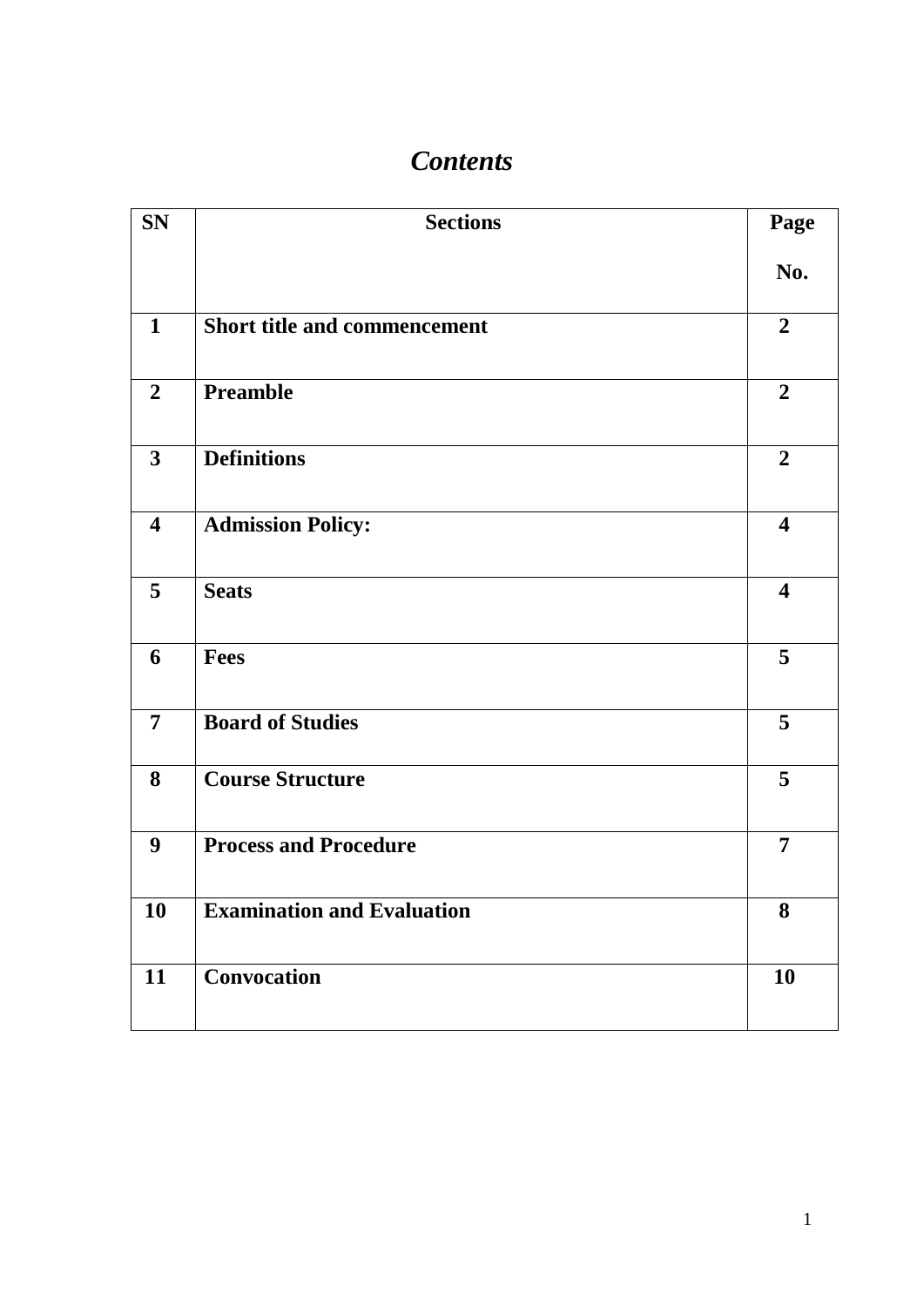# *Contents*

| SN | Sections | Page No. |
|---|---|---|
| 1 | **Short title and commencement** | 2 |
| 2 | **Preamble** | 2 |
| 3 | **Definitions** | 2 |
| 4 | **Admission Policy:** | 4 |
| 5 | **Seats** | 4 |
| 6 | **Fees** | 5 |
| 7 | **Board of Studies** | 5 |
| 8 | **Course Structure** | 5 |
| 9 | **Process and Procedure** | 7 |
| 10 | **Examination and Evaluation** | 8 |
| 11 | **Convocation** | 10 |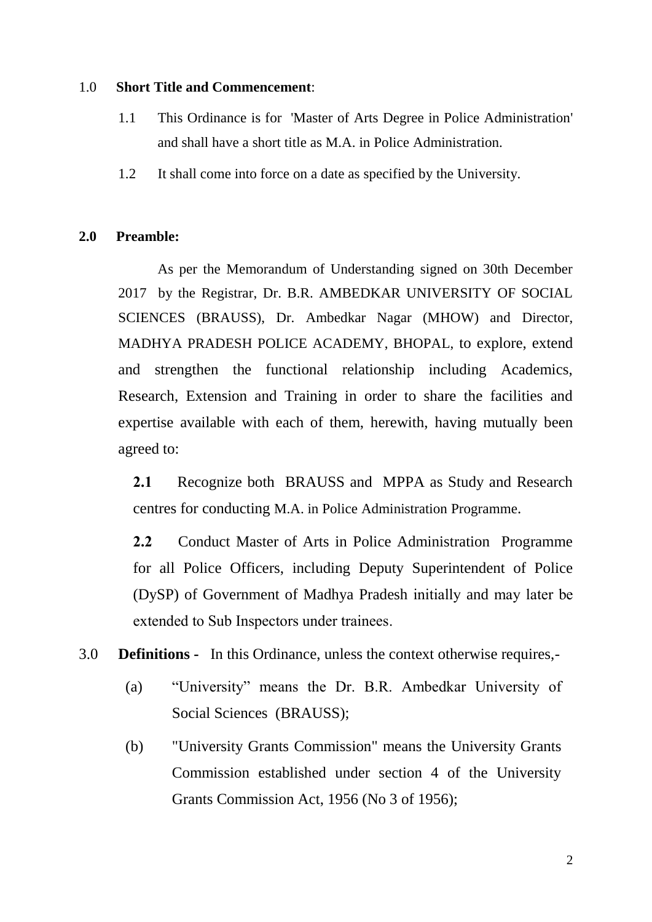1.0 **Short Title and Commencement**:

1.1 This Ordinance is for 'Master of Arts Degree in Police Administration' and shall have a short title as M.A. in Police Administration.

1.2 It shall come into force on a date as specified by the University.

**2.0 Preamble:**

As per the Memorandum of Understanding signed on 30th December 2017 by the Registrar, Dr. B.R. AMBEDKAR UNIVERSITY OF SOCIAL SCIENCES (BRAUSS), Dr. Ambedkar Nagar (MHOW) and Director, MADHYA PRADESH POLICE ACADEMY, BHOPAL, to explore, extend and strengthen the functional relationship including Academics, Research, Extension and Training in order to share the facilities and expertise available with each of them, herewith, having mutually been agreed to:

**2.1** Recognize both BRAUSS and MPPA as Study and Research centres for conducting M.A. in Police Administration Programme.

**2.2** Conduct Master of Arts in Police Administration Programme for all Police Officers, including Deputy Superintendent of Police (DySP) of Government of Madhya Pradesh initially and may later be extended to Sub Inspectors under trainees.

3.0 **Definitions -** In this Ordinance, unless the context otherwise requires,-

(a) "University" means the Dr. B.R. Ambedkar University of Social Sciences (BRAUSS);

(b) "University Grants Commission" means the University Grants Commission established under section 4 of the University Grants Commission Act, 1956 (No 3 of 1956);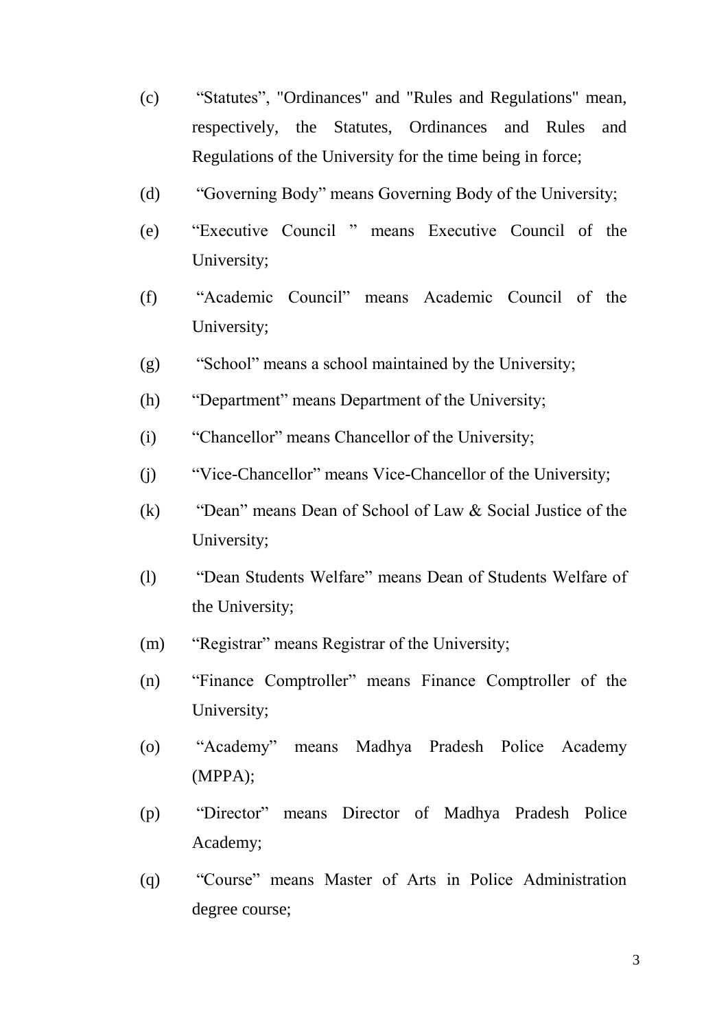(c) "Statutes", "Ordinances" and "Rules and Regulations" mean, respectively, the Statutes, Ordinances and Rules and Regulations of the University for the time being in force;

(d) "Governing Body" means Governing Body of the University;

(e) "Executive Council " means Executive Council of the University;

(f) "Academic Council" means Academic Council of the University;

(g) "School" means a school maintained by the University;

(h) "Department" means Department of the University;

(i) "Chancellor" means Chancellor of the University;

(j) "Vice-Chancellor" means Vice-Chancellor of the University;

(k) "Dean" means Dean of School of Law & Social Justice of the University;

(l) "Dean Students Welfare" means Dean of Students Welfare of the University;

(m) "Registrar" means Registrar of the University;

(n) "Finance Comptroller" means Finance Comptroller of the University;

(o) "Academy" means Madhya Pradesh Police Academy (MPPA);

(p) "Director" means Director of Madhya Pradesh Police Academy;

(q) "Course" means Master of Arts in Police Administration degree course;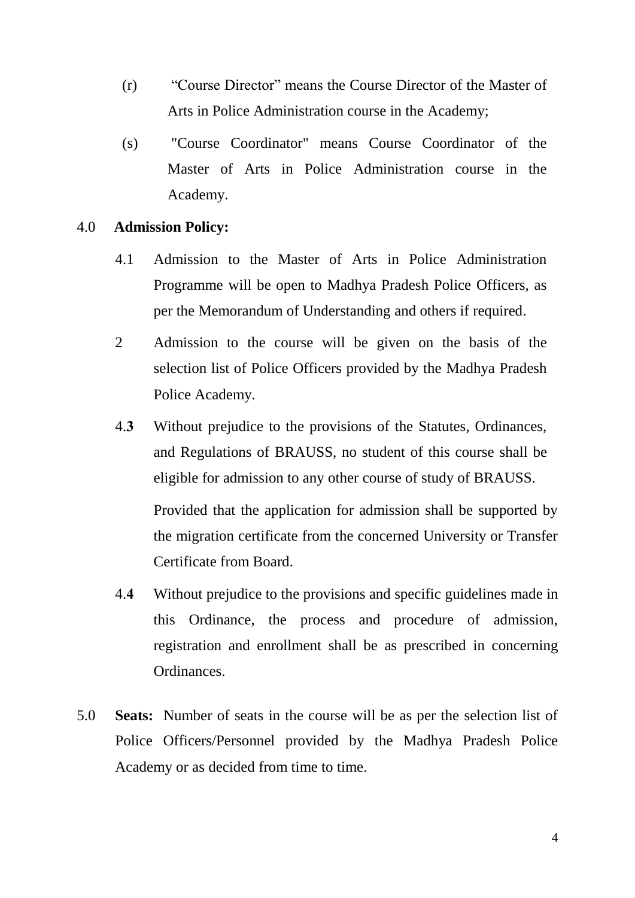(r) "Course Director" means the Course Director of the Master of Arts in Police Administration course in the Academy;

(s) "Course Coordinator" means Course Coordinator of the Master of Arts in Police Administration course in the Academy.

4.0 **Admission Policy:**

4.1 Admission to the Master of Arts in Police Administration Programme will be open to Madhya Pradesh Police Officers, as per the Memorandum of Understanding and others if required.

2 Admission to the course will be given on the basis of the selection list of Police Officers provided by the Madhya Pradesh Police Academy.

4.**3** Without prejudice to the provisions of the Statutes, Ordinances, and Regulations of BRAUSS, no student of this course shall be eligible for admission to any other course of study of BRAUSS.

Provided that the application for admission shall be supported by the migration certificate from the concerned University or Transfer Certificate from Board.

4.**4** Without prejudice to the provisions and specific guidelines made in this Ordinance, the process and procedure of admission, registration and enrollment shall be as prescribed in concerning Ordinances.

5.0 **Seats:** Number of seats in the course will be as per the selection list of Police Officers/Personnel provided by the Madhya Pradesh Police Academy or as decided from time to time.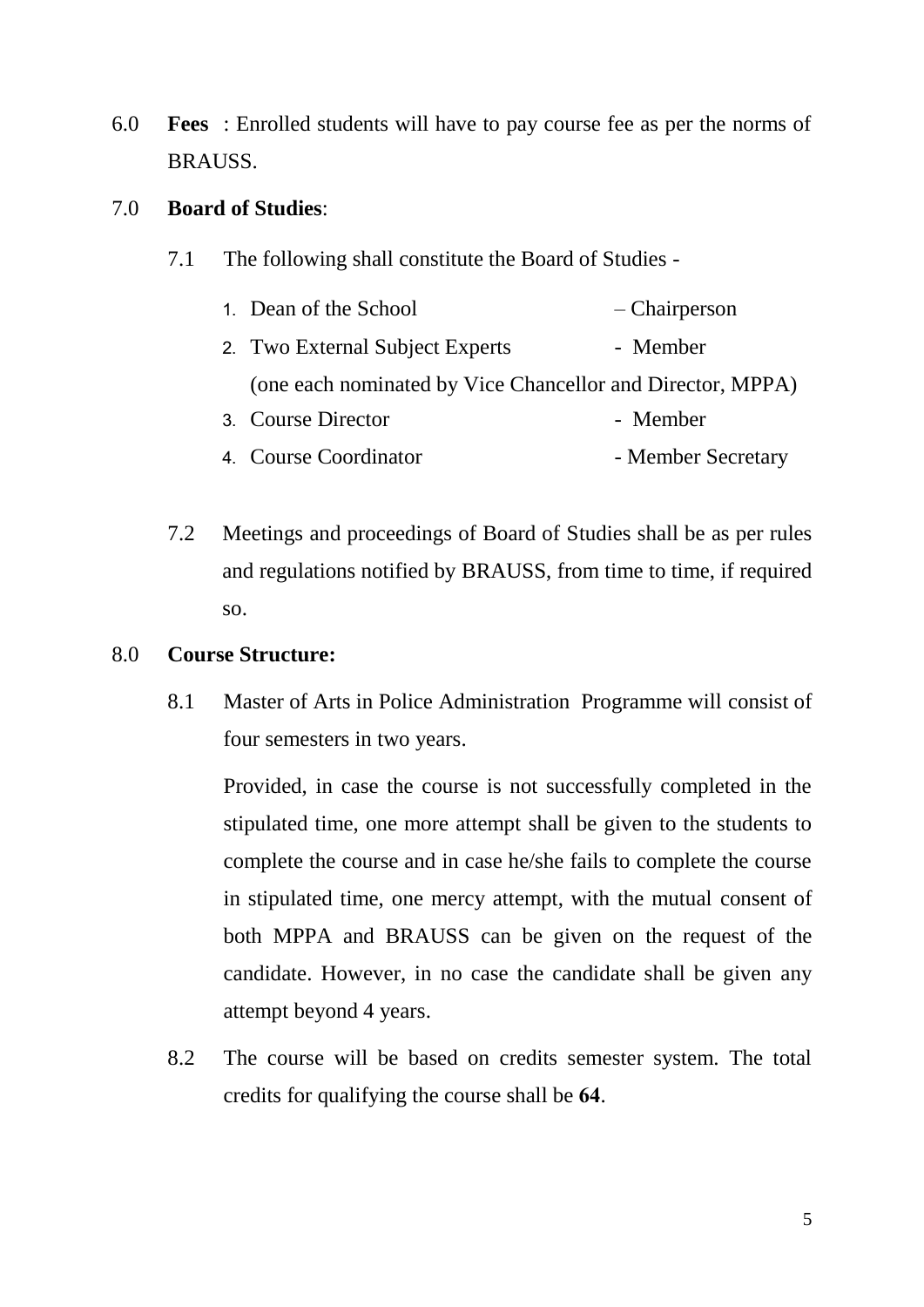6.0 **Fees** : Enrolled students will have to pay course fee as per the norms of BRAUSS.

7.0 **Board of Studies**:

7.1 The following shall constitute the Board of Studies -

1. Dean of the School – Chairperson
2. Two External Subject Experts - Member
   (one each nominated by Vice Chancellor and Director, MPPA)
3. Course Director - Member
4. Course Coordinator - Member Secretary

7.2 Meetings and proceedings of Board of Studies shall be as per rules and regulations notified by BRAUSS, from time to time, if required so.

8.0 **Course Structure:**

8.1 Master of Arts in Police Administration Programme will consist of four semesters in two years.

Provided, in case the course is not successfully completed in the stipulated time, one more attempt shall be given to the students to complete the course and in case he/she fails to complete the course in stipulated time, one mercy attempt, with the mutual consent of both MPPA and BRAUSS can be given on the request of the candidate. However, in no case the candidate shall be given any attempt beyond 4 years.

8.2 The course will be based on credits semester system. The total credits for qualifying the course shall be **64**.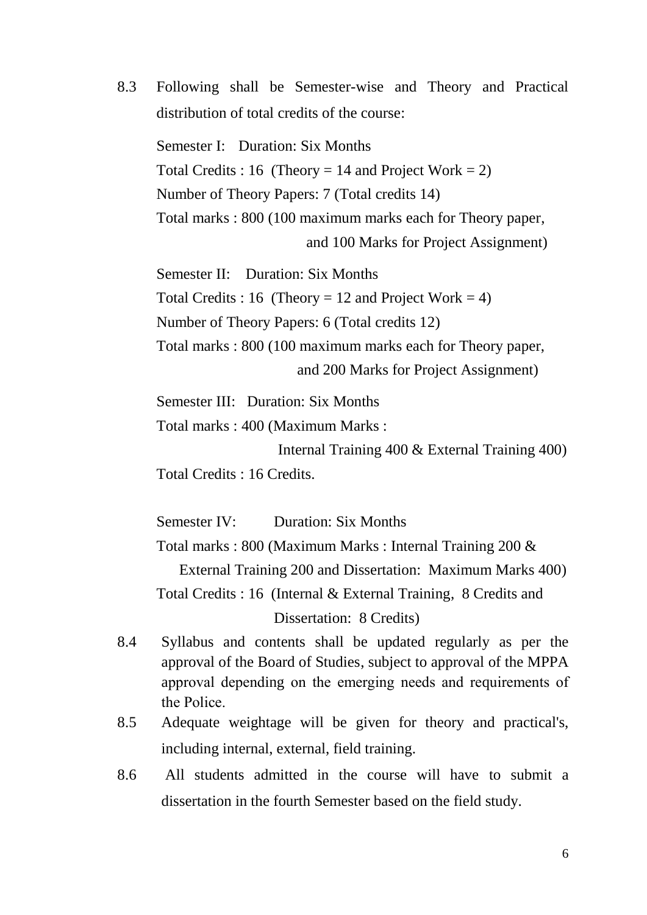8.3 Following shall be Semester-wise and Theory and Practical distribution of total credits of the course:

Semester I: Duration: Six Months

Total Credits : 16 (Theory = 14 and Project Work = 2)

Number of Theory Papers: 7 (Total credits 14)

Total marks : 800 (100 maximum marks each for Theory paper, and 100 Marks for Project Assignment)

Semester II: Duration: Six Months

Total Credits : 16 (Theory = 12 and Project Work = 4)

Number of Theory Papers: 6 (Total credits 12)

Total marks : 800 (100 maximum marks each for Theory paper, and 200 Marks for Project Assignment)

Semester III: Duration: Six Months

Total marks : 400 (Maximum Marks : Internal Training 400 & External Training 400)

Total Credits : 16 Credits.

Semester IV: Duration: Six Months

Total marks : 800 (Maximum Marks : Internal Training 200 & External Training 200 and Dissertation: Maximum Marks 400)

Total Credits : 16 (Internal & External Training, 8 Credits and Dissertation: 8 Credits)

8.4 Syllabus and contents shall be updated regularly as per the approval of the Board of Studies, subject to approval of the MPPA approval depending on the emerging needs and requirements of the Police.

8.5 Adequate weightage will be given for theory and practical's, including internal, external, field training.

8.6 All students admitted in the course will have to submit a dissertation in the fourth Semester based on the field study.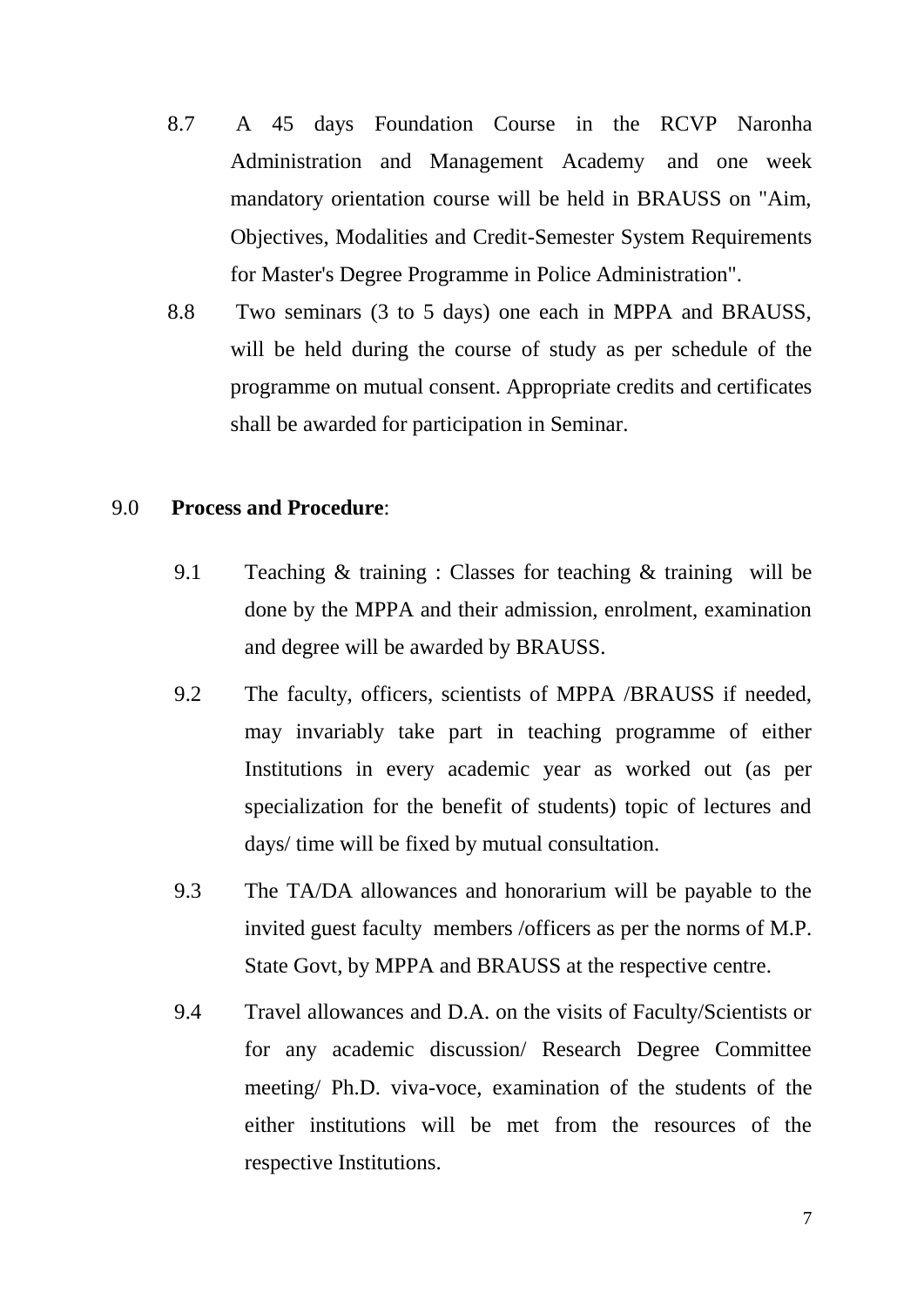8.7 A 45 days Foundation Course in the RCVP Naronha Administration and Management Academy and one week mandatory orientation course will be held in BRAUSS on "Aim, Objectives, Modalities and Credit-Semester System Requirements for Master's Degree Programme in Police Administration".

8.8 Two seminars (3 to 5 days) one each in MPPA and BRAUSS, will be held during the course of study as per schedule of the programme on mutual consent. Appropriate credits and certificates shall be awarded for participation in Seminar.

9.0 **Process and Procedure**:

9.1 Teaching & training : Classes for teaching & training will be done by the MPPA and their admission, enrolment, examination and degree will be awarded by BRAUSS.

9.2 The faculty, officers, scientists of MPPA /BRAUSS if needed, may invariably take part in teaching programme of either Institutions in every academic year as worked out (as per specialization for the benefit of students) topic of lectures and days/ time will be fixed by mutual consultation.

9.3 The TA/DA allowances and honorarium will be payable to the invited guest faculty members /officers as per the norms of M.P. State Govt, by MPPA and BRAUSS at the respective centre.

9.4 Travel allowances and D.A. on the visits of Faculty/Scientists or for any academic discussion/ Research Degree Committee meeting/ Ph.D. viva-voce, examination of the students of the either institutions will be met from the resources of the respective Institutions.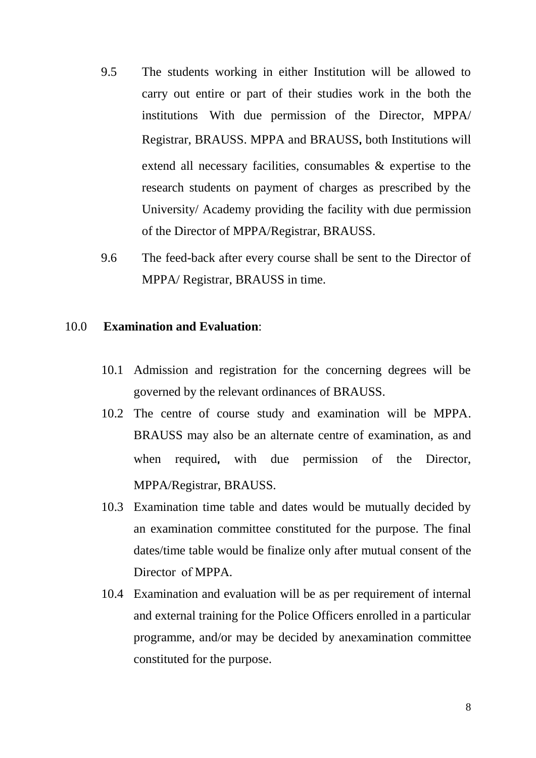9.5 The students working in either Institution will be allowed to carry out entire or part of their studies work in the both the institutions With due permission of the Director, MPPA/ Registrar, BRAUSS. MPPA and BRAUSS, both Institutions will extend all necessary facilities, consumables & expertise to the research students on payment of charges as prescribed by the University/ Academy providing the facility with due permission of the Director of MPPA/Registrar, BRAUSS.

9.6 The feed-back after every course shall be sent to the Director of MPPA/ Registrar, BRAUSS in time.

## 10.0 **Examination and Evaluation**:

10.1 Admission and registration for the concerning degrees will be governed by the relevant ordinances of BRAUSS.

10.2 The centre of course study and examination will be MPPA. BRAUSS may also be an alternate centre of examination, as and when required, with due permission of the Director, MPPA/Registrar, BRAUSS.

10.3 Examination time table and dates would be mutually decided by an examination committee constituted for the purpose. The final dates/time table would be finalize only after mutual consent of the Director of MPPA.

10.4 Examination and evaluation will be as per requirement of internal and external training for the Police Officers enrolled in a particular programme, and/or may be decided by anexamination committee constituted for the purpose.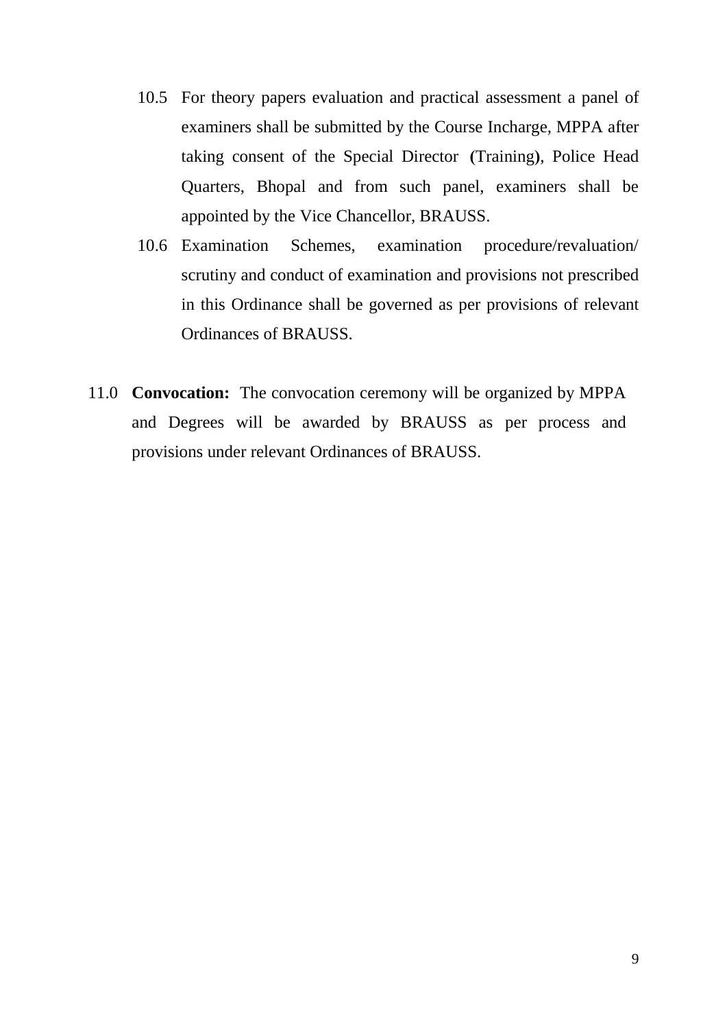10.5 For theory papers evaluation and practical assessment a panel of examiners shall be submitted by the Course Incharge, MPPA after taking consent of the Special Director (Training), Police Head Quarters, Bhopal and from such panel, examiners shall be appointed by the Vice Chancellor, BRAUSS.

10.6 Examination Schemes, examination procedure/revaluation/ scrutiny and conduct of examination and provisions not prescribed in this Ordinance shall be governed as per provisions of relevant Ordinances of BRAUSS.

11.0 **Convocation:** The convocation ceremony will be organized by MPPA and Degrees will be awarded by BRAUSS as per process and provisions under relevant Ordinances of BRAUSS.